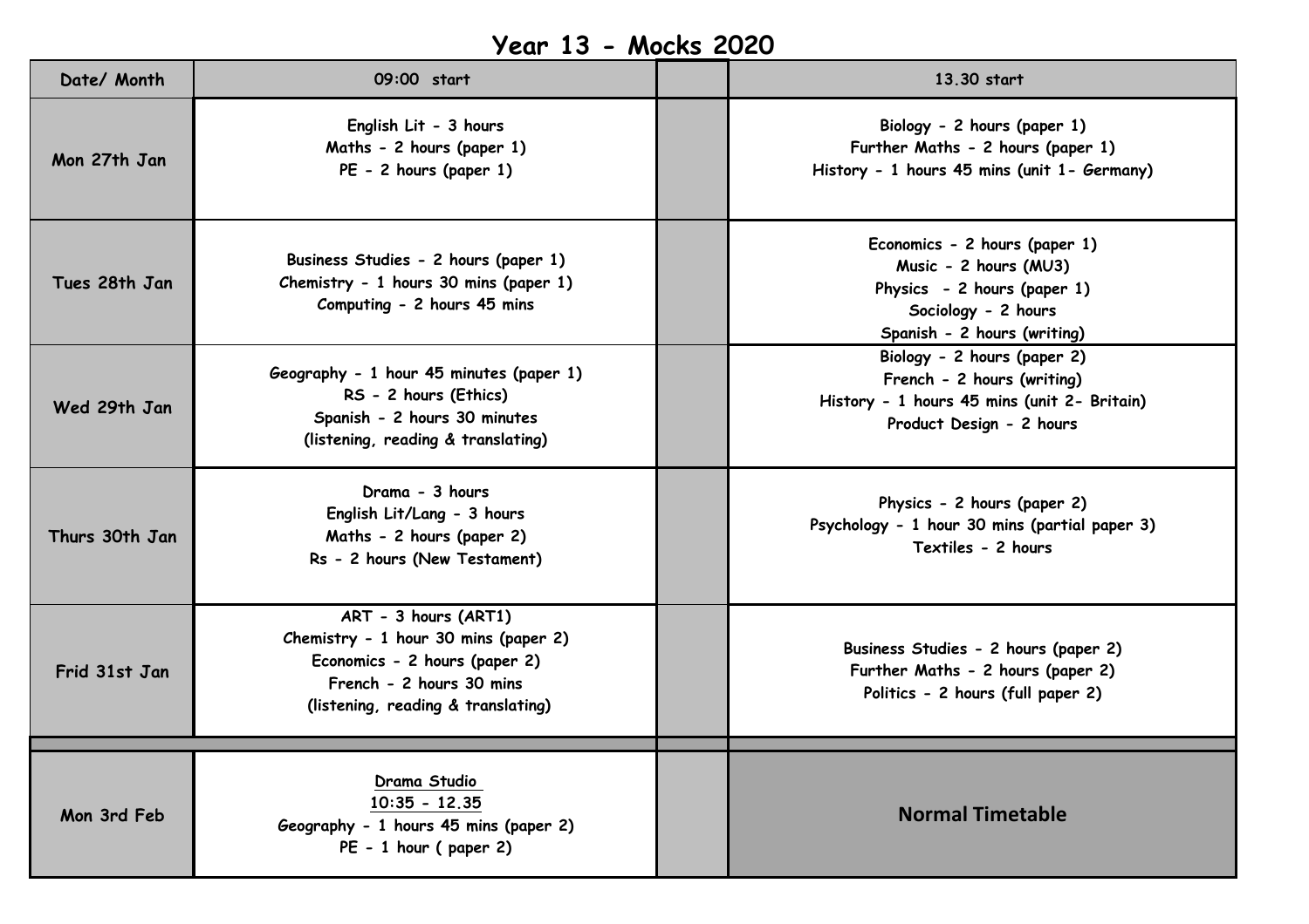# Year 13 - Mocks 2020

| Date/ Month | 09:00 start | | 13.30 start |
| --- | --- | --- | --- |
| Mon 27th Jan | English Lit - 3 hours<br>Maths - 2 hours (paper 1)<br>PE - 2 hours (paper 1) | | Biology - 2 hours (paper 1)<br>Further Maths - 2 hours (paper 1)<br>History - 1 hours 45 mins (unit 1- Germany) |
| Tues 28th Jan | Business Studies - 2 hours (paper 1)<br>Chemistry - 1 hours 30 mins (paper 1)<br>Computing - 2 hours 45 mins | | Economics - 2 hours (paper 1)<br>Music - 2 hours (MU3)<br>Physics - 2 hours (paper 1)<br>Sociology - 2 hours<br>Spanish - 2 hours (writing) |
| Wed 29th Jan | Geography - 1 hour 45 minutes (paper 1)<br>RS - 2 hours (Ethics)<br>Spanish - 2 hours 30 minutes<br>(listening, reading & translating) | | Biology - 2 hours (paper 2)<br>French - 2 hours (writing)<br>History - 1 hours 45 mins (unit 2- Britain)<br>Product Design - 2 hours |
| Thurs 30th Jan | Drama - 3 hours<br>English Lit/Lang - 3 hours<br>Maths - 2 hours (paper 2)<br>Rs - 2 hours (New Testament) | | Physics - 2 hours (paper 2)<br>Psychology - 1 hour 30 mins (partial paper 3)<br>Textiles - 2 hours |
| Frid 31st Jan | ART - 3 hours (ART1)<br>Chemistry - 1 hour 30 mins (paper 2)<br>Economics - 2 hours (paper 2)<br>French - 2 hours 30 mins<br>(listening, reading & translating) | | Business Studies - 2 hours (paper 2)<br>Further Maths - 2 hours (paper 2)<br>Politics - 2 hours (full paper 2) |
| Mon 3rd Feb | Drama Studio<br>10:35 - 12.35<br>Geography - 1 hours 45 mins (paper 2)<br>PE - 1 hour ( paper 2) | | **Normal Timetable** |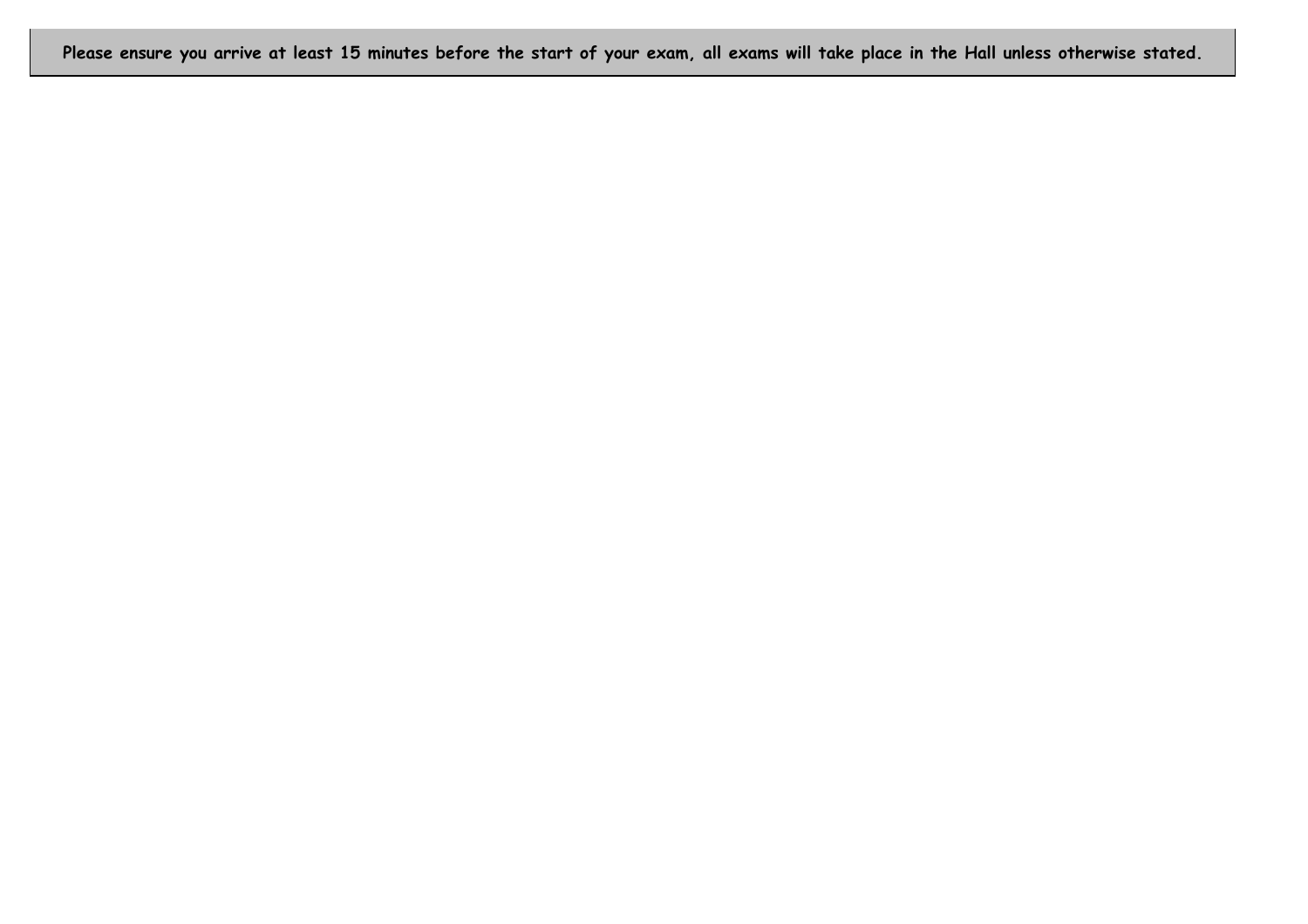**Please ensure you arrive at least 15 minutes before the start of your exam, all exams will take place in the Hall unless otherwise stated.**